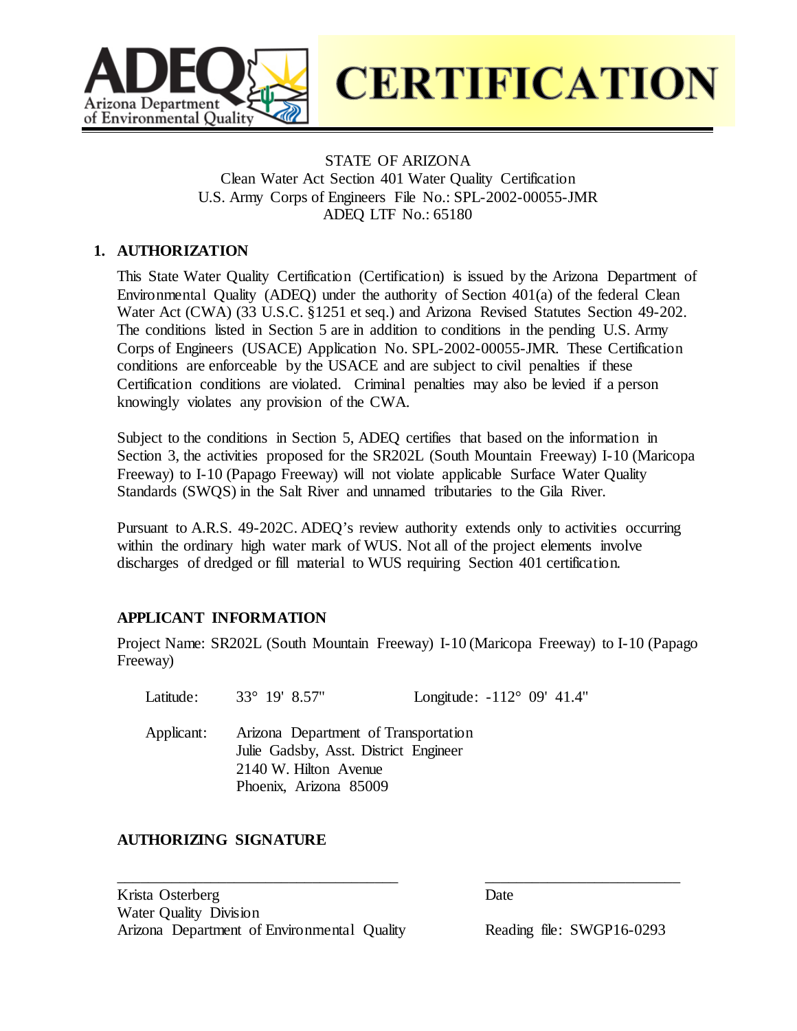# ADEQ CERTIFICATION

Arizona Department of Environmental Quality

STATE OF ARIZONA
Clean Water Act Section 401 Water Quality Certification
U.S. Army Corps of Engineers File No.: SPL-2002-00055-JMR
ADEQ LTF No.: 65180

## 1. AUTHORIZATION

This State Water Quality Certification (Certification) is issued by the Arizona Department of Environmental Quality (ADEQ) under the authority of Section 401(a) of the federal Clean Water Act (CWA) (33 U.S.C. §1251 et seq.) and Arizona Revised Statutes Section 49-202. The conditions listed in Section 5 are in addition to conditions in the pending U.S. Army Corps of Engineers (USACE) Application No. SPL-2002-00055-JMR. These Certification conditions are enforceable by the USACE and are subject to civil penalties if these Certification conditions are violated. Criminal penalties may also be levied if a person knowingly violates any provision of the CWA.

Subject to the conditions in Section 5, ADEQ certifies that based on the information in Section 3, the activities proposed for the SR202L (South Mountain Freeway) I-10 (Maricopa Freeway) to I-10 (Papago Freeway) will not violate applicable Surface Water Quality Standards (SWQS) in the Salt River and unnamed tributaries to the Gila River.

Pursuant to A.R.S. 49-202C. ADEQ's review authority extends only to activities occurring within the ordinary high water mark of WUS. Not all of the project elements involve discharges of dredged or fill material to WUS requiring Section 401 certification.

### APPLICANT INFORMATION

Project Name: SR202L (South Mountain Freeway) I-10 (Maricopa Freeway) to I-10 (Papago Freeway)

Latitude: 33° 19' 8.57"    Longitude: -112° 09' 41.4"

Applicant: Arizona Department of Transportation
Julie Gadsby, Asst. District Engineer
2140 W. Hilton Avenue
Phoenix, Arizona 85009

### AUTHORIZING SIGNATURE

___________________________________    ________________________

Krista Osterberg    Date
Water Quality Division
Arizona Department of Environmental Quality    Reading file: SWGP16-0293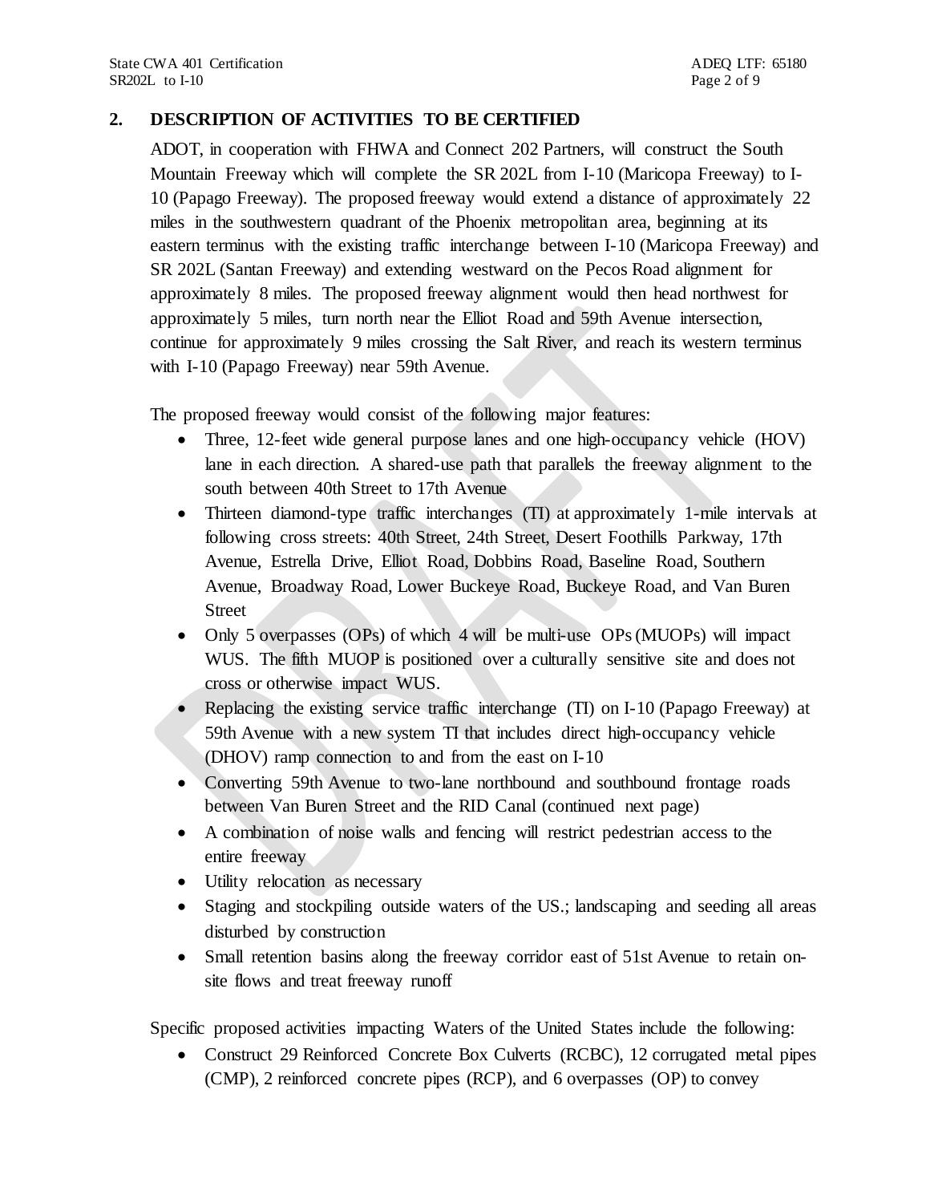## 2. DESCRIPTION OF ACTIVITIES TO BE CERTIFIED

ADOT, in cooperation with FHWA and Connect 202 Partners, will construct the South Mountain Freeway which will complete the SR 202L from I-10 (Maricopa Freeway) to I-10 (Papago Freeway). The proposed freeway would extend a distance of approximately 22 miles in the southwestern quadrant of the Phoenix metropolitan area, beginning at its eastern terminus with the existing traffic interchange between I-10 (Maricopa Freeway) and SR 202L (Santan Freeway) and extending westward on the Pecos Road alignment for approximately 8 miles. The proposed freeway alignment would then head northwest for approximately 5 miles, turn north near the Elliot Road and 59th Avenue intersection, continue for approximately 9 miles crossing the Salt River, and reach its western terminus with I-10 (Papago Freeway) near 59th Avenue.

The proposed freeway would consist of the following major features:

- Three, 12-feet wide general purpose lanes and one high-occupancy vehicle (HOV) lane in each direction. A shared-use path that parallels the freeway alignment to the south between 40th Street to 17th Avenue
- Thirteen diamond-type traffic interchanges (TI) at approximately 1-mile intervals at following cross streets: 40th Street, 24th Street, Desert Foothills Parkway, 17th Avenue, Estrella Drive, Elliot Road, Dobbins Road, Baseline Road, Southern Avenue, Broadway Road, Lower Buckeye Road, Buckeye Road, and Van Buren Street
- Only 5 overpasses (OPs) of which 4 will be multi-use OPs (MUOPs) will impact WUS. The fifth MUOP is positioned over a culturally sensitive site and does not cross or otherwise impact WUS.
- Replacing the existing service traffic interchange (TI) on I-10 (Papago Freeway) at 59th Avenue with a new system TI that includes direct high-occupancy vehicle (DHOV) ramp connection to and from the east on I-10
- Converting 59th Avenue to two-lane northbound and southbound frontage roads between Van Buren Street and the RID Canal (continued next page)
- A combination of noise walls and fencing will restrict pedestrian access to the entire freeway
- Utility relocation as necessary
- Staging and stockpiling outside waters of the US.; landscaping and seeding all areas disturbed by construction
- Small retention basins along the freeway corridor east of 51st Avenue to retain on-site flows and treat freeway runoff

Specific proposed activities impacting Waters of the United States include the following:

- Construct 29 Reinforced Concrete Box Culverts (RCBC), 12 corrugated metal pipes (CMP), 2 reinforced concrete pipes (RCP), and 6 overpasses (OP) to convey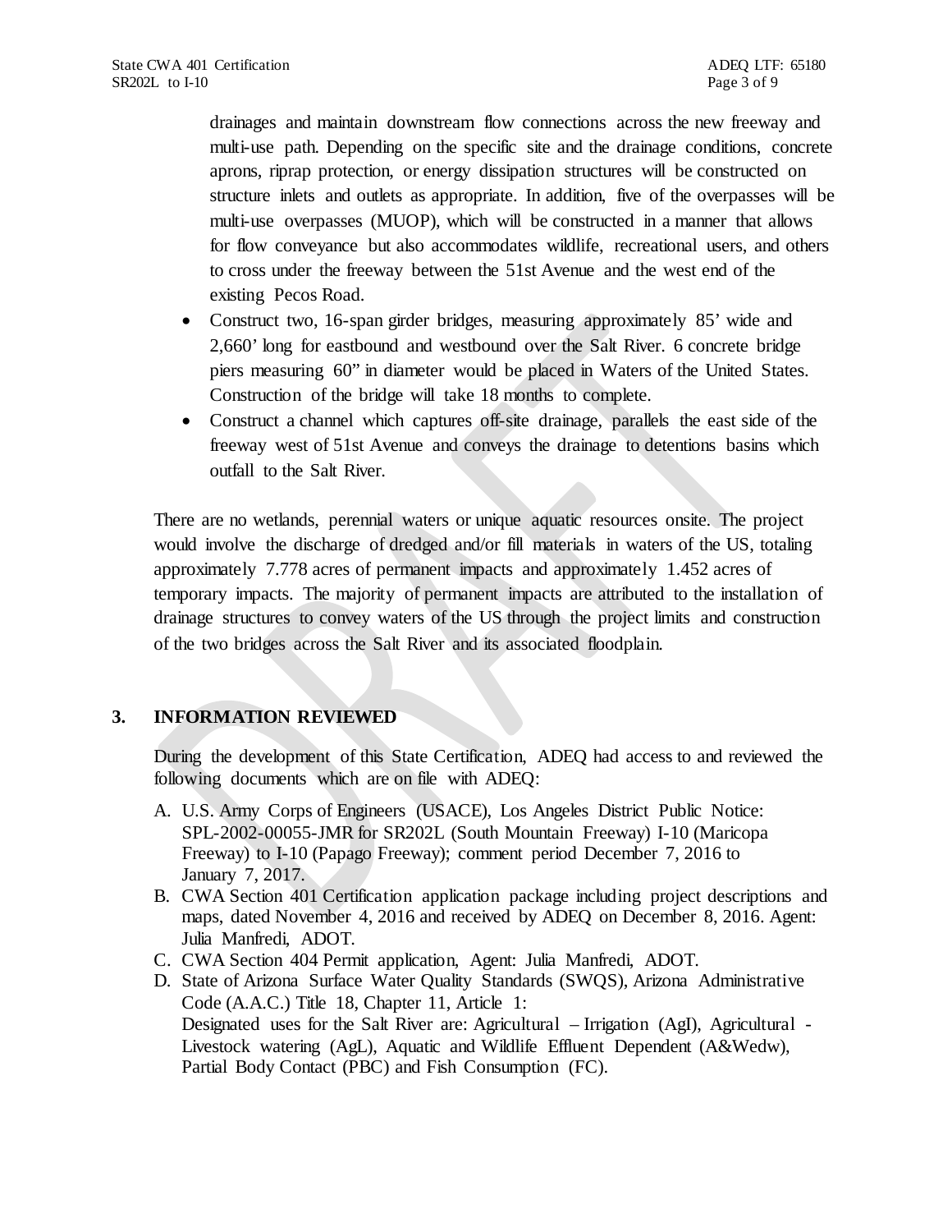drainages and maintain downstream flow connections across the new freeway and multi-use path. Depending on the specific site and the drainage conditions, concrete aprons, riprap protection, or energy dissipation structures will be constructed on structure inlets and outlets as appropriate. In addition, five of the overpasses will be multi-use overpasses (MUOP), which will be constructed in a manner that allows for flow conveyance but also accommodates wildlife, recreational users, and others to cross under the freeway between the 51st Avenue and the west end of the existing Pecos Road.

- Construct two, 16-span girder bridges, measuring approximately 85' wide and 2,660' long for eastbound and westbound over the Salt River. 6 concrete bridge piers measuring 60" in diameter would be placed in Waters of the United States. Construction of the bridge will take 18 months to complete.
- Construct a channel which captures off-site drainage, parallels the east side of the freeway west of 51st Avenue and conveys the drainage to detentions basins which outfall to the Salt River.

There are no wetlands, perennial waters or unique aquatic resources onsite. The project would involve the discharge of dredged and/or fill materials in waters of the US, totaling approximately 7.778 acres of permanent impacts and approximately 1.452 acres of temporary impacts. The majority of permanent impacts are attributed to the installation of drainage structures to convey waters of the US through the project limits and construction of the two bridges across the Salt River and its associated floodplain.

## 3. INFORMATION REVIEWED

During the development of this State Certification, ADEQ had access to and reviewed the following documents which are on file with ADEQ:

A. U.S. Army Corps of Engineers (USACE), Los Angeles District Public Notice: SPL-2002-00055-JMR for SR202L (South Mountain Freeway) I-10 (Maricopa Freeway) to I-10 (Papago Freeway); comment period December 7, 2016 to January 7, 2017.

B. CWA Section 401 Certification application package including project descriptions and maps, dated November 4, 2016 and received by ADEQ on December 8, 2016. Agent: Julia Manfredi, ADOT.

C. CWA Section 404 Permit application, Agent: Julia Manfredi, ADOT.

D. State of Arizona Surface Water Quality Standards (SWQS), Arizona Administrative Code (A.A.C.) Title 18, Chapter 11, Article 1:
Designated uses for the Salt River are: Agricultural – Irrigation (AgI), Agricultural - Livestock watering (AgL), Aquatic and Wildlife Effluent Dependent (A&Wedw), Partial Body Contact (PBC) and Fish Consumption (FC).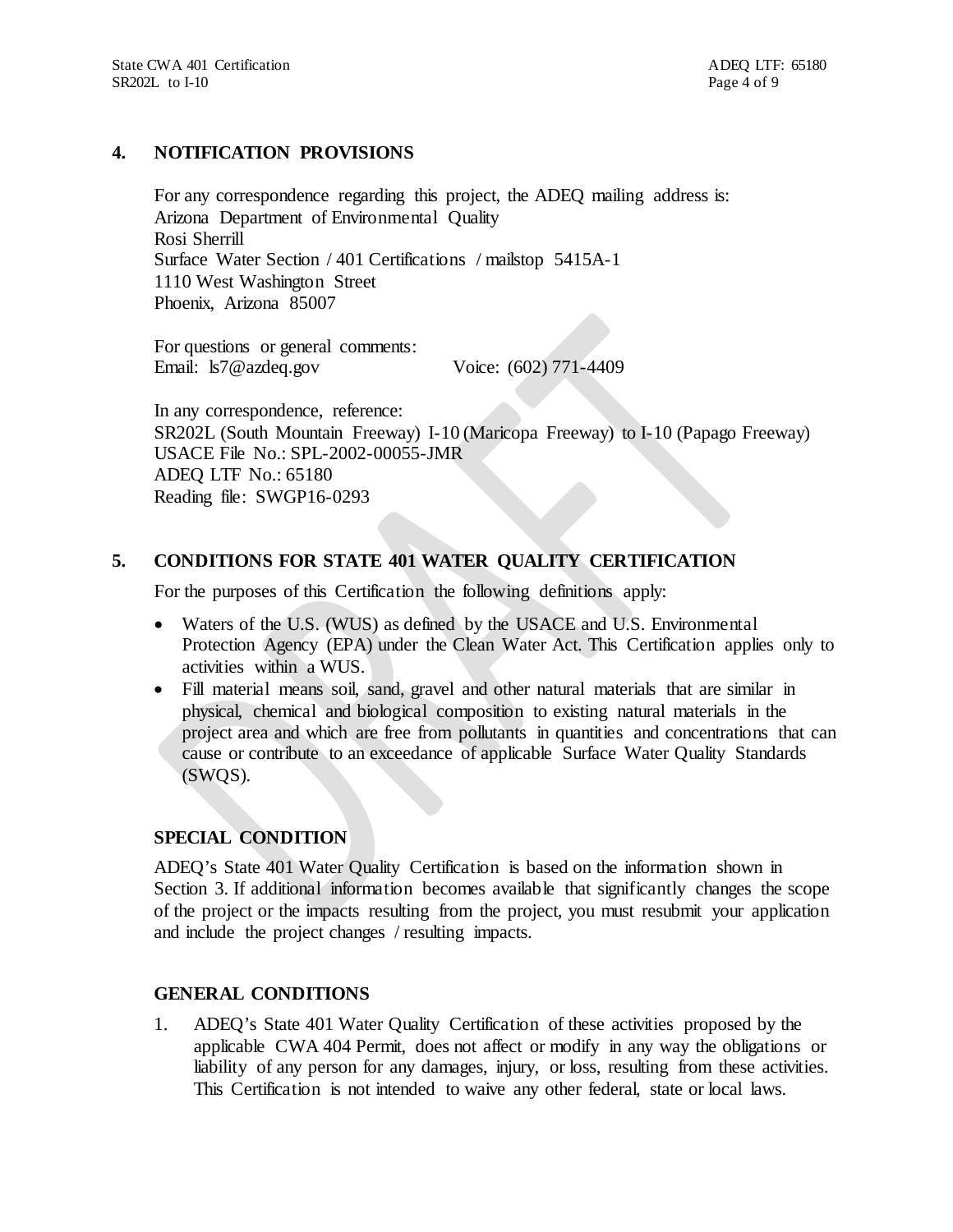## 4. NOTIFICATION PROVISIONS

For any correspondence regarding this project, the ADEQ mailing address is:
Arizona Department of Environmental Quality
Rosi Sherrill
Surface Water Section / 401 Certifications / mailstop 5415A-1
1110 West Washington Street
Phoenix, Arizona 85007

For questions or general comments:
Email: ls7@azdeq.gov Voice: (602) 771-4409

In any correspondence, reference:
SR202L (South Mountain Freeway) I-10 (Maricopa Freeway) to I-10 (Papago Freeway)
USACE File No.: SPL-2002-00055-JMR
ADEQ LTF No.: 65180
Reading file: SWGP16-0293

## 5. CONDITIONS FOR STATE 401 WATER QUALITY CERTIFICATION

For the purposes of this Certification the following definitions apply:

- Waters of the U.S. (WUS) as defined by the USACE and U.S. Environmental Protection Agency (EPA) under the Clean Water Act. This Certification applies only to activities within a WUS.
- Fill material means soil, sand, gravel and other natural materials that are similar in physical, chemical and biological composition to existing natural materials in the project area and which are free from pollutants in quantities and concentrations that can cause or contribute to an exceedance of applicable Surface Water Quality Standards (SWQS).

### SPECIAL CONDITION

ADEQ's State 401 Water Quality Certification is based on the information shown in Section 3. If additional information becomes available that significantly changes the scope of the project or the impacts resulting from the project, you must resubmit your application and include the project changes / resulting impacts.

### GENERAL CONDITIONS

1. ADEQ's State 401 Water Quality Certification of these activities proposed by the applicable CWA 404 Permit, does not affect or modify in any way the obligations or liability of any person for any damages, injury, or loss, resulting from these activities. This Certification is not intended to waive any other federal, state or local laws.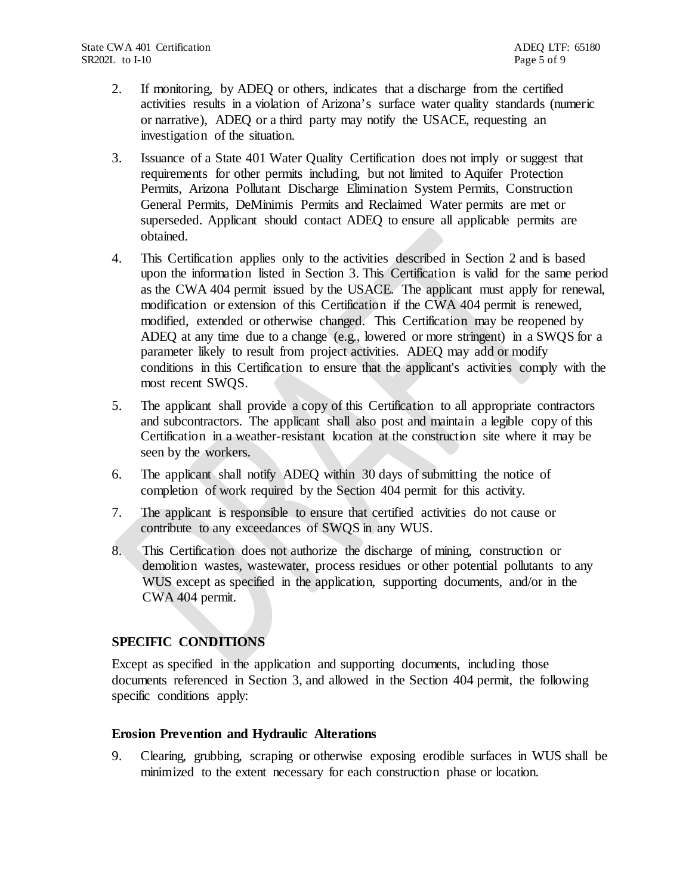2. If monitoring, by ADEQ or others, indicates that a discharge from the certified activities results in a violation of Arizona's surface water quality standards (numeric or narrative), ADEQ or a third party may notify the USACE, requesting an investigation of the situation.

3. Issuance of a State 401 Water Quality Certification does not imply or suggest that requirements for other permits including, but not limited to Aquifer Protection Permits, Arizona Pollutant Discharge Elimination System Permits, Construction General Permits, DeMinimis Permits and Reclaimed Water permits are met or superseded. Applicant should contact ADEQ to ensure all applicable permits are obtained.

4. This Certification applies only to the activities described in Section 2 and is based upon the information listed in Section 3. This Certification is valid for the same period as the CWA 404 permit issued by the USACE. The applicant must apply for renewal, modification or extension of this Certification if the CWA 404 permit is renewed, modified, extended or otherwise changed. This Certification may be reopened by ADEQ at any time due to a change (e.g., lowered or more stringent) in a SWQS for a parameter likely to result from project activities. ADEQ may add or modify conditions in this Certification to ensure that the applicant's activities comply with the most recent SWQS.

5. The applicant shall provide a copy of this Certification to all appropriate contractors and subcontractors. The applicant shall also post and maintain a legible copy of this Certification in a weather-resistant location at the construction site where it may be seen by the workers.

6. The applicant shall notify ADEQ within 30 days of submitting the notice of completion of work required by the Section 404 permit for this activity.

7. The applicant is responsible to ensure that certified activities do not cause or contribute to any exceedances of SWQS in any WUS.

8. This Certification does not authorize the discharge of mining, construction or demolition wastes, wastewater, process residues or other potential pollutants to any WUS except as specified in the application, supporting documents, and/or in the CWA 404 permit.

## SPECIFIC CONDITIONS

Except as specified in the application and supporting documents, including those documents referenced in Section 3, and allowed in the Section 404 permit, the following specific conditions apply:

### Erosion Prevention and Hydraulic Alterations

9. Clearing, grubbing, scraping or otherwise exposing erodible surfaces in WUS shall be minimized to the extent necessary for each construction phase or location.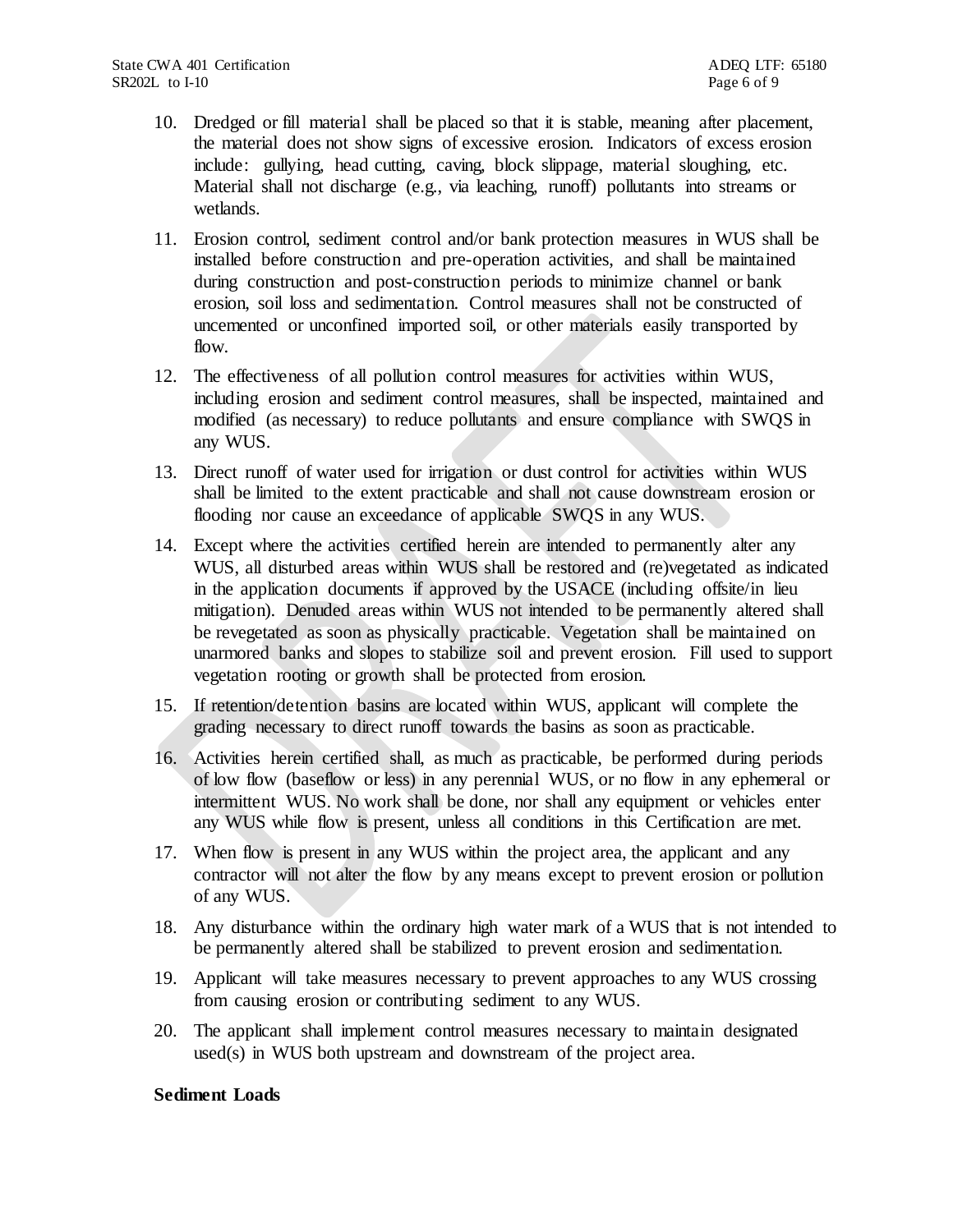10. Dredged or fill material shall be placed so that it is stable, meaning after placement, the material does not show signs of excessive erosion. Indicators of excess erosion include: gullying, head cutting, caving, block slippage, material sloughing, etc. Material shall not discharge (e.g., via leaching, runoff) pollutants into streams or wetlands.

11. Erosion control, sediment control and/or bank protection measures in WUS shall be installed before construction and pre-operation activities, and shall be maintained during construction and post-construction periods to minimize channel or bank erosion, soil loss and sedimentation. Control measures shall not be constructed of uncemented or unconfined imported soil, or other materials easily transported by flow.

12. The effectiveness of all pollution control measures for activities within WUS, including erosion and sediment control measures, shall be inspected, maintained and modified (as necessary) to reduce pollutants and ensure compliance with SWQS in any WUS.

13. Direct runoff of water used for irrigation or dust control for activities within WUS shall be limited to the extent practicable and shall not cause downstream erosion or flooding nor cause an exceedance of applicable SWQS in any WUS.

14. Except where the activities certified herein are intended to permanently alter any WUS, all disturbed areas within WUS shall be restored and (re)vegetated as indicated in the application documents if approved by the USACE (including offsite/in lieu mitigation). Denuded areas within WUS not intended to be permanently altered shall be revegetated as soon as physically practicable. Vegetation shall be maintained on unarmored banks and slopes to stabilize soil and prevent erosion. Fill used to support vegetation rooting or growth shall be protected from erosion.

15. If retention/detention basins are located within WUS, applicant will complete the grading necessary to direct runoff towards the basins as soon as practicable.

16. Activities herein certified shall, as much as practicable, be performed during periods of low flow (baseflow or less) in any perennial WUS, or no flow in any ephemeral or intermittent WUS. No work shall be done, nor shall any equipment or vehicles enter any WUS while flow is present, unless all conditions in this Certification are met.

17. When flow is present in any WUS within the project area, the applicant and any contractor will not alter the flow by any means except to prevent erosion or pollution of any WUS.

18. Any disturbance within the ordinary high water mark of a WUS that is not intended to be permanently altered shall be stabilized to prevent erosion and sedimentation.

19. Applicant will take measures necessary to prevent approaches to any WUS crossing from causing erosion or contributing sediment to any WUS.

20. The applicant shall implement control measures necessary to maintain designated used(s) in WUS both upstream and downstream of the project area.

**Sediment Loads**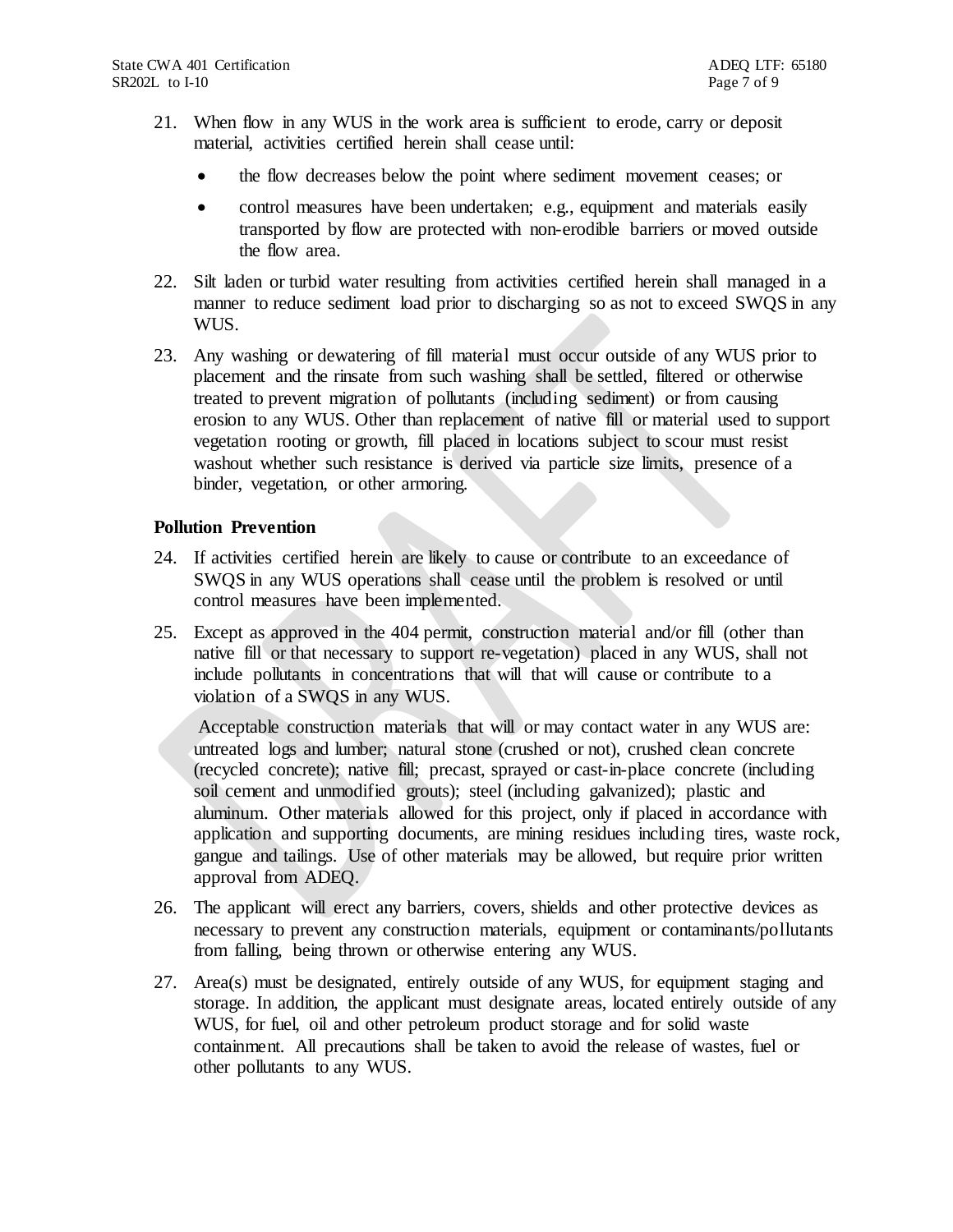21. When flow in any WUS in the work area is sufficient to erode, carry or deposit material, activities certified herein shall cease until:

    - the flow decreases below the point where sediment movement ceases; or
    - control measures have been undertaken; e.g., equipment and materials easily transported by flow are protected with non-erodible barriers or moved outside the flow area.

22. Silt laden or turbid water resulting from activities certified herein shall managed in a manner to reduce sediment load prior to discharging so as not to exceed SWQS in any WUS.

23. Any washing or dewatering of fill material must occur outside of any WUS prior to placement and the rinsate from such washing shall be settled, filtered or otherwise treated to prevent migration of pollutants (including sediment) or from causing erosion to any WUS. Other than replacement of native fill or material used to support vegetation rooting or growth, fill placed in locations subject to scour must resist washout whether such resistance is derived via particle size limits, presence of a binder, vegetation, or other armoring.

**Pollution Prevention**

24. If activities certified herein are likely to cause or contribute to an exceedance of SWQS in any WUS operations shall cease until the problem is resolved or until control measures have been implemented.

25. Except as approved in the 404 permit, construction material and/or fill (other than native fill or that necessary to support re-vegetation) placed in any WUS, shall not include pollutants in concentrations that will that will cause or contribute to a violation of a SWQS in any WUS.

    Acceptable construction materials that will or may contact water in any WUS are: untreated logs and lumber; natural stone (crushed or not), crushed clean concrete (recycled concrete); native fill; precast, sprayed or cast-in-place concrete (including soil cement and unmodified grouts); steel (including galvanized); plastic and aluminum. Other materials allowed for this project, only if placed in accordance with application and supporting documents, are mining residues including tires, waste rock, gangue and tailings. Use of other materials may be allowed, but require prior written approval from ADEQ.

26. The applicant will erect any barriers, covers, shields and other protective devices as necessary to prevent any construction materials, equipment or contaminants/pollutants from falling, being thrown or otherwise entering any WUS.

27. Area(s) must be designated, entirely outside of any WUS, for equipment staging and storage. In addition, the applicant must designate areas, located entirely outside of any WUS, for fuel, oil and other petroleum product storage and for solid waste containment. All precautions shall be taken to avoid the release of wastes, fuel or other pollutants to any WUS.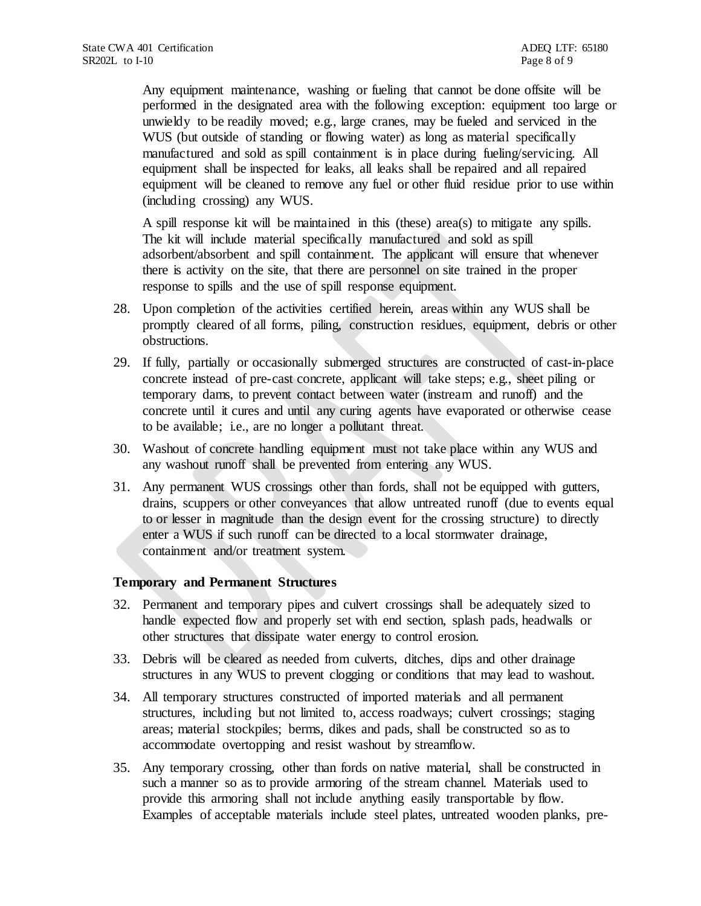Any equipment maintenance, washing or fueling that cannot be done offsite will be performed in the designated area with the following exception: equipment too large or unwieldy to be readily moved; e.g., large cranes, may be fueled and serviced in the WUS (but outside of standing or flowing water) as long as material specifically manufactured and sold as spill containment is in place during fueling/servicing. All equipment shall be inspected for leaks, all leaks shall be repaired and all repaired equipment will be cleaned to remove any fuel or other fluid residue prior to use within (including crossing) any WUS.

A spill response kit will be maintained in this (these) area(s) to mitigate any spills. The kit will include material specifically manufactured and sold as spill adsorbent/absorbent and spill containment. The applicant will ensure that whenever there is activity on the site, that there are personnel on site trained in the proper response to spills and the use of spill response equipment.

28. Upon completion of the activities certified herein, areas within any WUS shall be promptly cleared of all forms, piling, construction residues, equipment, debris or other obstructions.
29. If fully, partially or occasionally submerged structures are constructed of cast-in-place concrete instead of pre-cast concrete, applicant will take steps; e.g., sheet piling or temporary dams, to prevent contact between water (instream and runoff) and the concrete until it cures and until any curing agents have evaporated or otherwise cease to be available; i.e., are no longer a pollutant threat.
30. Washout of concrete handling equipment must not take place within any WUS and any washout runoff shall be prevented from entering any WUS.
31. Any permanent WUS crossings other than fords, shall not be equipped with gutters, drains, scuppers or other conveyances that allow untreated runoff (due to events equal to or lesser in magnitude than the design event for the crossing structure) to directly enter a WUS if such runoff can be directed to a local stormwater drainage, containment and/or treatment system.

**Temporary and Permanent Structures**

32. Permanent and temporary pipes and culvert crossings shall be adequately sized to handle expected flow and properly set with end section, splash pads, headwalls or other structures that dissipate water energy to control erosion.
33. Debris will be cleared as needed from culverts, ditches, dips and other drainage structures in any WUS to prevent clogging or conditions that may lead to washout.
34. All temporary structures constructed of imported materials and all permanent structures, including but not limited to, access roadways; culvert crossings; staging areas; material stockpiles; berms, dikes and pads, shall be constructed so as to accommodate overtopping and resist washout by streamflow.
35. Any temporary crossing, other than fords on native material, shall be constructed in such a manner so as to provide armoring of the stream channel. Materials used to provide this armoring shall not include anything easily transportable by flow. Examples of acceptable materials include steel plates, untreated wooden planks, pre-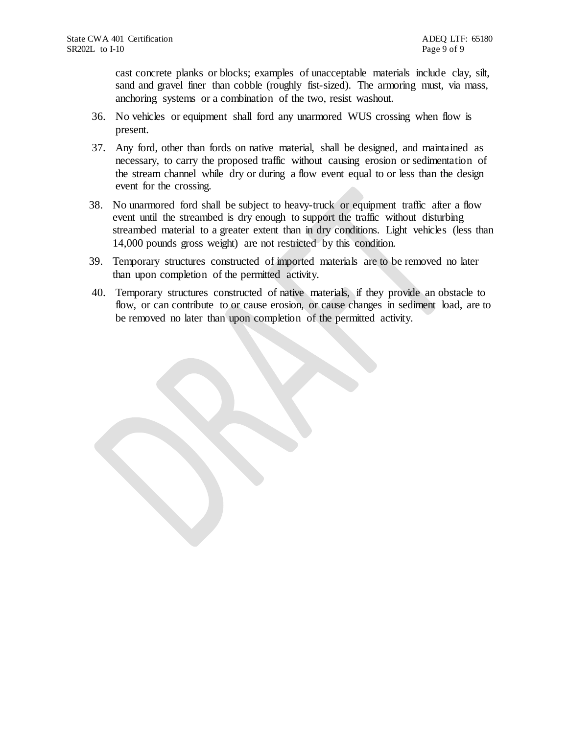cast concrete planks or blocks; examples of unacceptable materials include clay, silt, sand and gravel finer than cobble (roughly fist-sized). The armoring must, via mass, anchoring systems or a combination of the two, resist washout.

36. No vehicles or equipment shall ford any unarmored WUS crossing when flow is present.
37. Any ford, other than fords on native material, shall be designed, and maintained as necessary, to carry the proposed traffic without causing erosion or sedimentation of the stream channel while dry or during a flow event equal to or less than the design event for the crossing.
38. No unarmored ford shall be subject to heavy-truck or equipment traffic after a flow event until the streambed is dry enough to support the traffic without disturbing streambed material to a greater extent than in dry conditions. Light vehicles (less than 14,000 pounds gross weight) are not restricted by this condition.
39. Temporary structures constructed of imported materials are to be removed no later than upon completion of the permitted activity.
40. Temporary structures constructed of native materials, if they provide an obstacle to flow, or can contribute to or cause erosion, or cause changes in sediment load, are to be removed no later than upon completion of the permitted activity.